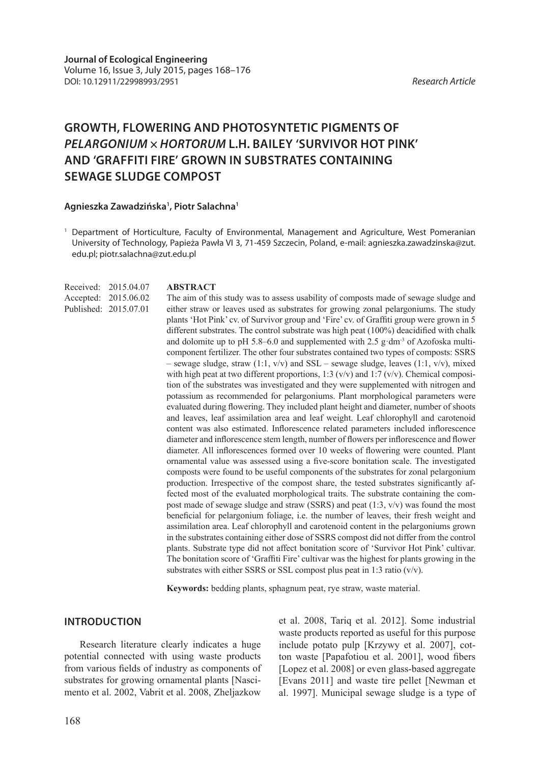**Journal of Ecological Engineering**
Volume 16, Issue 3, July 2015, pages 168–176
DOI: 10.12911/22998993/2951

*Research Article*

# GROWTH, FLOWERING AND PHOTOSYNTETIC PIGMENTS OF *PELARGONIUM* × *HORTORUM* L.H. BAILEY 'SURVIVOR HOT PINK' AND 'GRAFFITI FIRE' GROWN IN SUBSTRATES CONTAINING SEWAGE SLUDGE COMPOST

**Agnieszka Zawadzińska[1], Piotr Salachna[1]**

[1] Department of Horticulture, Faculty of Environmental, Management and Agriculture, West Pomeranian University of Technology, Papieża Pawła VI 3, 71-459 Szczecin, Poland, e-mail: agnieszka.zawadzinska@zut.edu.pl; piotr.salachna@zut.edu.pl

Received: 2015.04.07
Accepted: 2015.06.02
Published: 2015.07.01

## ABSTRACT

The aim of this study was to assess usability of composts made of sewage sludge and either straw or leaves used as substrates for growing zonal pelargoniums. The study plants 'Hot Pink' cv. of Survivor group and 'Fire' cv. of Graffiti group were grown in 5 different substrates. The control substrate was high peat (100%) deacidified with chalk and dolomite up to pH 5.8–6.0 and supplemented with 2.5 g·dm$^{-3}$ of Azofoska multicomponent fertilizer. The other four substrates contained two types of composts: SSRS – sewage sludge, straw (1:1, v/v) and SSL – sewage sludge, leaves (1:1, v/v), mixed with high peat at two different proportions, 1:3 (v/v) and 1:7 (v/v). Chemical composition of the substrates was investigated and they were supplemented with nitrogen and potassium as recommended for pelargoniums. Plant morphological parameters were evaluated during flowering. They included plant height and diameter, number of shoots and leaves, leaf assimilation area and leaf weight. Leaf chlorophyll and carotenoid content was also estimated. Inflorescence related parameters included inflorescence diameter and inflorescence stem length, number of flowers per inflorescence and flower diameter. All inflorescences formed over 10 weeks of flowering were counted. Plant ornamental value was assessed using a five-score bonitation scale. The investigated composts were found to be useful components of the substrates for zonal pelargonium production. Irrespective of the compost share, the tested substrates significantly affected most of the evaluated morphological traits. The substrate containing the compost made of sewage sludge and straw (SSRS) and peat (1:3, v/v) was found the most beneficial for pelargonium foliage, i.e. the number of leaves, their fresh weight and assimilation area. Leaf chlorophyll and carotenoid content in the pelargoniums grown in the substrates containing either dose of SSRS compost did not differ from the control plants. Substrate type did not affect bonitation score of 'Survivor Hot Pink' cultivar. The bonitation score of 'Graffiti Fire' cultivar was the highest for plants growing in the substrates with either SSRS or SSL compost plus peat in 1:3 ratio (v/v).

**Keywords:** bedding plants, sphagnum peat, rye straw, waste material.

## INTRODUCTION

Research literature clearly indicates a huge potential connected with using waste products from various fields of industry as components of substrates for growing ornamental plants [Nascimento et al. 2002, Vabrit et al. 2008, Zheljazkow et al. 2008, Tariq et al. 2012]. Some industrial waste products reported as useful for this purpose include potato pulp [Krzywy et al. 2007], cotton waste [Papafotiou et al. 2001], wood fibers [Lopez et al. 2008] or even glass-based aggregate [Evans 2011] and waste tire pellet [Newman et al. 1997]. Municipal sewage sludge is a type of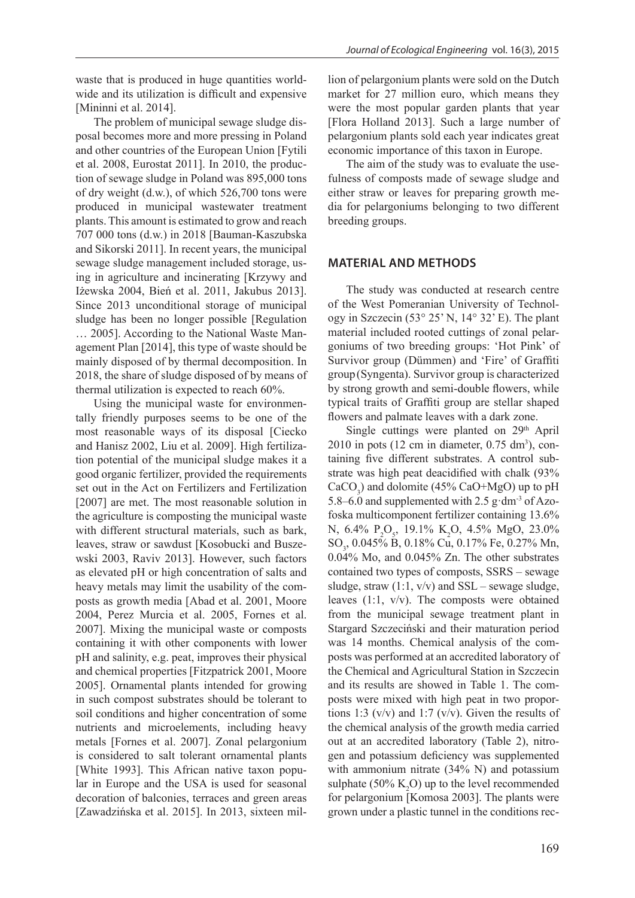waste that is produced in huge quantities worldwide and its utilization is difficult and expensive [Mininni et al. 2014].

The problem of municipal sewage sludge disposal becomes more and more pressing in Poland and other countries of the European Union [Fytili et al. 2008, Eurostat 2011]. In 2010, the production of sewage sludge in Poland was 895,000 tons of dry weight (d.w.), of which 526,700 tons were produced in municipal wastewater treatment plants. This amount is estimated to grow and reach 707 000 tons (d.w.) in 2018 [Bauman-Kaszubska and Sikorski 2011]. In recent years, the municipal sewage sludge management included storage, using in agriculture and incinerating [Krzywy and Iżewska 2004, Bień et al. 2011, Jakubus 2013]. Since 2013 unconditional storage of municipal sludge has been no longer possible [Regulation … 2005]. According to the National Waste Management Plan [2014], this type of waste should be mainly disposed of by thermal decomposition. In 2018, the share of sludge disposed of by means of thermal utilization is expected to reach 60%.

Using the municipal waste for environmentally friendly purposes seems to be one of the most reasonable ways of its disposal [Ciecko and Hanisz 2002, Liu et al. 2009]. High fertilization potential of the municipal sludge makes it a good organic fertilizer, provided the requirements set out in the Act on Fertilizers and Fertilization [2007] are met. The most reasonable solution in the agriculture is composting the municipal waste with different structural materials, such as bark, leaves, straw or sawdust [Kosobucki and Buszewski 2003, Raviv 2013]. However, such factors as elevated pH or high concentration of salts and heavy metals may limit the usability of the composts as growth media [Abad et al. 2001, Moore 2004, Perez Murcia et al. 2005, Fornes et al. 2007]. Mixing the municipal waste or composts containing it with other components with lower pH and salinity, e.g. peat, improves their physical and chemical properties [Fitzpatrick 2001, Moore 2005]. Ornamental plants intended for growing in such compost substrates should be tolerant to soil conditions and higher concentration of some nutrients and microelements, including heavy metals [Fornes et al. 2007]. Zonal pelargonium is considered to salt tolerant ornamental plants [White 1993]. This African native taxon popular in Europe and the USA is used for seasonal decoration of balconies, terraces and green areas [Zawadzińska et al. 2015]. In 2013, sixteen million of pelargonium plants were sold on the Dutch market for 27 million euro, which means they were the most popular garden plants that year [Flora Holland 2013]. Such a large number of pelargonium plants sold each year indicates great economic importance of this taxon in Europe.

The aim of the study was to evaluate the usefulness of composts made of sewage sludge and either straw or leaves for preparing growth media for pelargoniums belonging to two different breeding groups.

## MATERIAL AND METHODS

The study was conducted at research centre of the West Pomeranian University of Technology in Szczecin (53° 25' N, 14° 32' E). The plant material included rooted cuttings of zonal pelargoniums of two breeding groups: 'Hot Pink' of Survivor group (Dümmen) and 'Fire' of Graffiti group (Syngenta). Survivor group is characterized by strong growth and semi-double flowers, while typical traits of Graffiti group are stellar shaped flowers and palmate leaves with a dark zone.

Single cuttings were planted on 29th April 2010 in pots (12 cm in diameter, 0.75 $dm^3$), containing five different substrates. A control substrate was high peat deacidified with chalk (93% $CaCO_3$) and dolomite (45% CaO+MgO) up to pH 5.8–6.0 and supplemented with 2.5 $g \cdot dm^{-3}$ of Azofoska multicomponent fertilizer containing 13.6% N, 6.4% $P_2O_5$, 19.1% $K_2O$, 4.5% MgO, 23.0% $SO_3$, 0.045% B, 0.18% Cu, 0.17% Fe, 0.27% Mn, 0.04% Mo, and 0.045% Zn. The other substrates contained two types of composts, SSRS – sewage sludge, straw (1:1, v/v) and SSL – sewage sludge, leaves (1:1, v/v). The composts were obtained from the municipal sewage treatment plant in Stargard Szczeciński and their maturation period was 14 months. Chemical analysis of the composts was performed at an accredited laboratory of the Chemical and Agricultural Station in Szczecin and its results are showed in Table 1. The composts were mixed with high peat in two proportions 1:3 (v/v) and 1:7 (v/v). Given the results of the chemical analysis of the growth media carried out at an accredited laboratory (Table 2), nitrogen and potassium deficiency was supplemented with ammonium nitrate (34% N) and potassium sulphate (50% $K_2O$) up to the level recommended for pelargonium [Komosa 2003]. The plants were grown under a plastic tunnel in the conditions rec-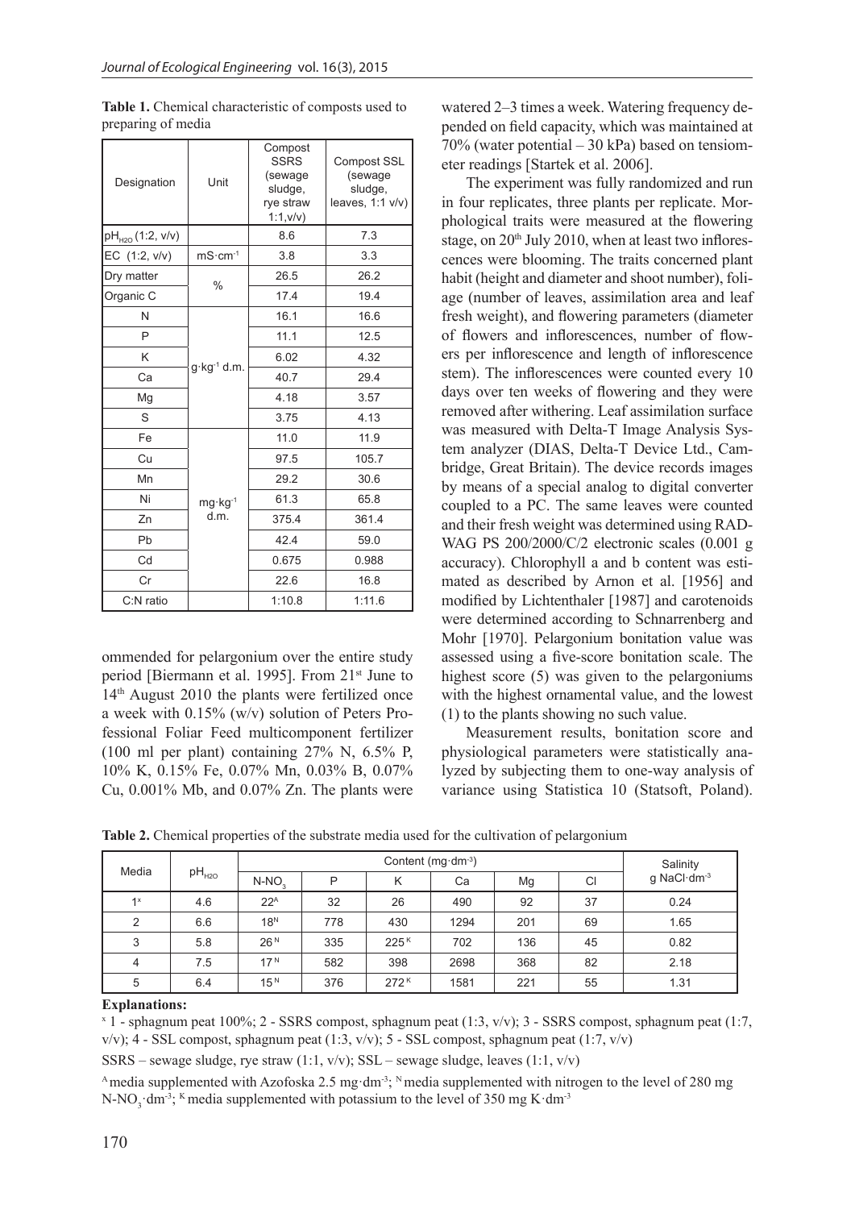**Table 1.** Chemical characteristic of composts used to preparing of media

| Designation | Unit | Compost SSRS (sewage sludge, rye straw 1:1,v/v) | Compost SSL (sewage sludge, leaves, 1:1 v/v) |
|---|---|---|---|
| $pH_{H2O}$ (1:2, v/v) | | 8.6 | 7.3 |
| EC (1:2, v/v) | $mS \cdot cm^{-1}$ | 3.8 | 3.3 |
| Dry matter | % | 26.5 | 26.2 |
| Organic C | | 17.4 | 19.4 |
| N | $g \cdot kg^{-1}$ d.m. | 16.1 | 16.6 |
| P | | 11.1 | 12.5 |
| K | | 6.02 | 4.32 |
| Ca | | 40.7 | 29.4 |
| Mg | | 4.18 | 3.57 |
| S | | 3.75 | 4.13 |
| Fe | $mg \cdot kg^{-1}$ d.m. | 11.0 | 11.9 |
| Cu | | 97.5 | 105.7 |
| Mn | | 29.2 | 30.6 |
| Ni | | 61.3 | 65.8 |
| Zn | | 375.4 | 361.4 |
| Pb | | 42.4 | 59.0 |
| Cd | | 0.675 | 0.988 |
| Cr | | 22.6 | 16.8 |
| C:N ratio | | 1:10.8 | 1:11.6 |

ommended for pelargonium over the entire study period [Biermann et al. 1995]. From 21st June to 14th August 2010 the plants were fertilized once a week with 0.15% (w/v) solution of Peters Professional Foliar Feed multicomponent fertilizer (100 ml per plant) containing 27% N, 6.5% P, 10% K, 0.15% Fe, 0.07% Mn, 0.03% B, 0.07% Cu, 0.001% Mb, and 0.07% Zn. The plants were watered 2–3 times a week. Watering frequency depended on field capacity, which was maintained at 70% (water potential – 30 kPa) based on tensiometer readings [Startek et al. 2006].

The experiment was fully randomized and run in four replicates, three plants per replicate. Morphological traits were measured at the flowering stage, on 20th July 2010, when at least two inflorescences were blooming. The traits concerned plant habit (height and diameter and shoot number), foliage (number of leaves, assimilation area and leaf fresh weight), and flowering parameters (diameter of flowers and inflorescences, number of flowers per inflorescence and length of inflorescence stem). The inflorescences were counted every 10 days over ten weeks of flowering and they were removed after withering. Leaf assimilation surface was measured with Delta-T Image Analysis System analyzer (DIAS, Delta-T Device Ltd., Cambridge, Great Britain). The device records images by means of a special analog to digital converter coupled to a PC. The same leaves were counted and their fresh weight was determined using RADWAG PS 200/2000/C/2 electronic scales (0.001 g accuracy). Chlorophyll a and b content was estimated as described by Arnon et al. [1956] and modified by Lichtenthaler [1987] and carotenoids were determined according to Schnarrenberg and Mohr [1970]. Pelargonium bonitation value was assessed using a five-score bonitation scale. The highest score (5) was given to the pelargoniums with the highest ornamental value, and the lowest (1) to the plants showing no such value.

Measurement results, bonitation score and physiological parameters were statistically analyzed by subjecting them to one-way analysis of variance using Statistica 10 (Statsoft, Poland).

**Table 2.** Chemical properties of the substrate media used for the cultivation of pelargonium

| Media | $pH_{H2O}$ | Content ($mg \cdot dm^{-3}$) | | | | | | Salinity $g\ NaCl \cdot dm^{-3}$ |
|---|---|---|---|---|---|---|---|---|
| | | $N\text{-}NO_3$ | P | K | Ca | Mg | Cl | |
| 1[x] | 4.6 | 22[A] | 32 | 26 | 490 | 92 | 37 | 0.24 |
| 2 | 6.6 | 18[N] | 778 | 430 | 1294 | 201 | 69 | 1.65 |
| 3 | 5.8 | 26[N] | 335 | 225[K] | 702 | 136 | 45 | 0.82 |
| 4 | 7.5 | 17[N] | 582 | 398 | 2698 | 368 | 82 | 2.18 |
| 5 | 6.4 | 15[N] | 376 | 272[K] | 1581 | 221 | 55 | 1.31 |

**Explanations:**

[x] 1 - sphagnum peat 100%; 2 - SSRS compost, sphagnum peat (1:3, v/v); 3 - SSRS compost, sphagnum peat (1:7, v/v); 4 - SSL compost, sphagnum peat (1:3, v/v); 5 - SSL compost, sphagnum peat (1:7, v/v)

SSRS – sewage sludge, rye straw (1:1, v/v); SSL – sewage sludge, leaves (1:1, v/v)

[A] media supplemented with Azofoska 2.5 $mg \cdot dm^{-3}$; [N] media supplemented with nitrogen to the level of 280 mg $N\text{-}NO_3 \cdot dm^{-3}$; [K] media supplemented with potassium to the level of 350 mg $K \cdot dm^{-3}$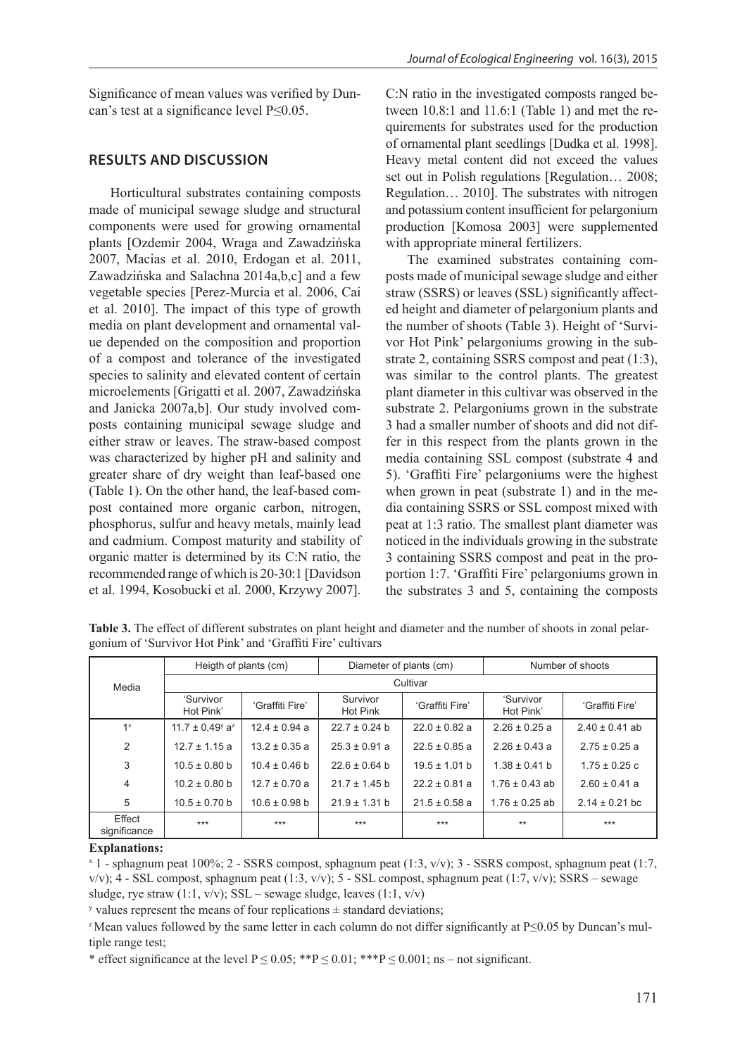Significance of mean values was verified by Duncan's test at a significance level P≤0.05.

## RESULTS AND DISCUSSION

Horticultural substrates containing composts made of municipal sewage sludge and structural components were used for growing ornamental plants [Ozdemir 2004, Wraga and Zawadzińska 2007, Macias et al. 2010, Erdogan et al. 2011, Zawadzińska and Salachna 2014a,b,c] and a few vegetable species [Perez-Murcia et al. 2006, Cai et al. 2010]. The impact of this type of growth media on plant development and ornamental value depended on the composition and proportion of a compost and tolerance of the investigated species to salinity and elevated content of certain microelements [Grigatti et al. 2007, Zawadzińska and Janicka 2007a,b]. Our study involved composts containing municipal sewage sludge and either straw or leaves. The straw-based compost was characterized by higher pH and salinity and greater share of dry weight than leaf-based one (Table 1). On the other hand, the leaf-based compost contained more organic carbon, nitrogen, phosphorus, sulfur and heavy metals, mainly lead and cadmium. Compost maturity and stability of organic matter is determined by its C:N ratio, the recommended range of which is 20-30:1 [Davidson et al. 1994, Kosobucki et al. 2000, Krzywy 2007]. C:N ratio in the investigated composts ranged between 10.8:1 and 11.6:1 (Table 1) and met the requirements for substrates used for the production of ornamental plant seedlings [Dudka et al. 1998]. Heavy metal content did not exceed the values set out in Polish regulations [Regulation… 2008; Regulation… 2010]. The substrates with nitrogen and potassium content insufficient for pelargonium production [Komosa 2003] were supplemented with appropriate mineral fertilizers.

The examined substrates containing composts made of municipal sewage sludge and either straw (SSRS) or leaves (SSL) significantly affected height and diameter of pelargonium plants and the number of shoots (Table 3). Height of 'Survivor Hot Pink' pelargoniums growing in the substrate 2, containing SSRS compost and peat (1:3), was similar to the control plants. The greatest plant diameter in this cultivar was observed in the substrate 2. Pelargoniums grown in the substrate 3 had a smaller number of shoots and did not differ in this respect from the plants grown in the media containing SSL compost (substrate 4 and 5). 'Graffiti Fire' pelargoniums were the highest when grown in peat (substrate 1) and in the media containing SSRS or SSL compost mixed with peat at 1:3 ratio. The smallest plant diameter was noticed in the individuals growing in the substrate 3 containing SSRS compost and peat in the proportion 1:7. 'Graffiti Fire' pelargoniums grown in the substrates 3 and 5, containing the composts

**Table 3.** The effect of different substrates on plant height and diameter and the number of shoots in zonal pelargonium of 'Survivor Hot Pink' and 'Graffiti Fire' cultivars

| Media | Heigth of plants (cm) | | Diameter of plants (cm) | | Number of shoots | |
|---|---|---|---|---|---|---|
| | Cultivar | | | | | |
| | 'Survivor Hot Pink' | 'Graffiti Fire' | Survivor Hot Pink | 'Graffiti Fire' | 'Survivor Hot Pink' | 'Graffiti Fire' |
| 1[x] | 11.7 ± 0,49[y] a[z] | 12.4 ± 0.94 a | 22.7 ± 0.24 b | 22.0 ± 0.82 a | 2.26 ± 0.25 a | 2.40 ± 0.41 ab |
| 2 | 12.7 ± 1.15 a | 13.2 ± 0.35 a | 25.3 ± 0.91 a | 22.5 ± 0.85 a | 2.26 ± 0.43 a | 2.75 ± 0.25 a |
| 3 | 10.5 ± 0.80 b | 10.4 ± 0.46 b | 22.6 ± 0.64 b | 19.5 ± 1.01 b | 1.38 ± 0.41 b | 1.75 ± 0.25 c |
| 4 | 10.2 ± 0.80 b | 12.7 ± 0.70 a | 21.7 ± 1.45 b | 22.2 ± 0.81 a | 1.76 ± 0.43 ab | 2.60 ± 0.41 a |
| 5 | 10.5 ± 0.70 b | 10.6 ± 0.98 b | 21.9 ± 1.31 b | 21.5 ± 0.58 a | 1.76 ± 0.25 ab | 2.14 ± 0.21 bc |
| Effect significance | *** | *** | *** | *** | ** | *** |

**Explanations:**

[x] 1 - sphagnum peat 100%; 2 - SSRS compost, sphagnum peat (1:3, v/v); 3 - SSRS compost, sphagnum peat (1:7, v/v); 4 - SSL compost, sphagnum peat (1:3, v/v); 5 - SSL compost, sphagnum peat (1:7, v/v); SSRS – sewage sludge, rye straw (1:1, v/v); SSL – sewage sludge, leaves (1:1, v/v)

[y] values represent the means of four replications ± standard deviations;

[z] Mean values followed by the same letter in each column do not differ significantly at P≤0.05 by Duncan's multiple range test;

* effect significance at the level P ≤ 0.05; **P ≤ 0.01; ***P ≤ 0.001; ns – not significant.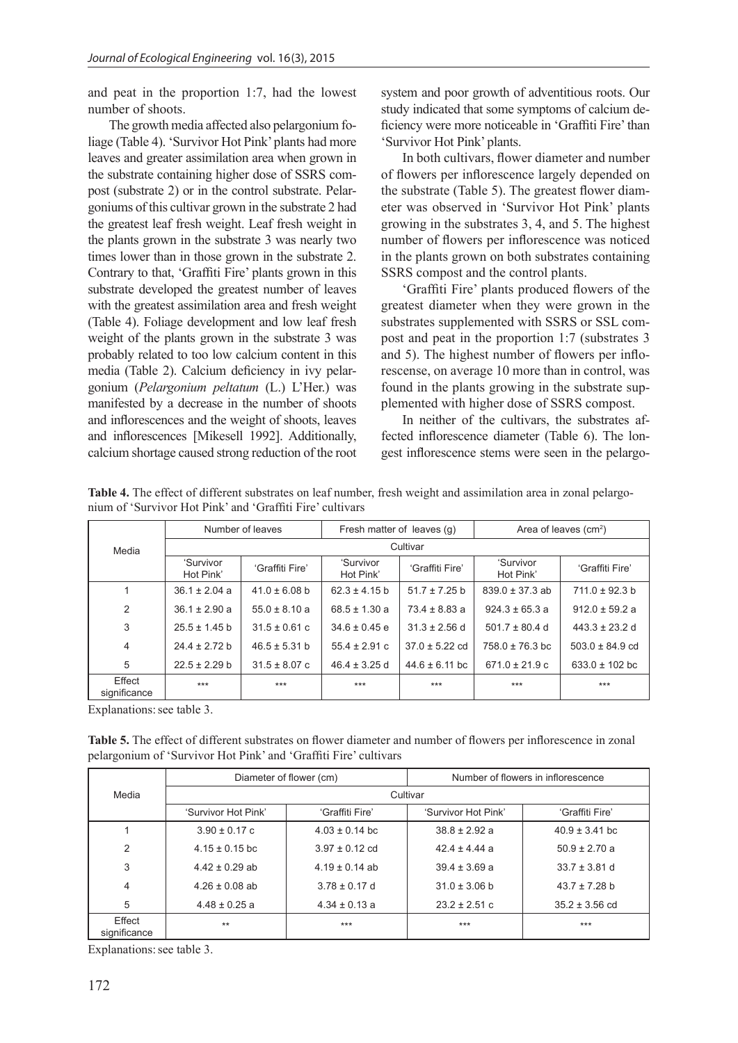and peat in the proportion 1:7, had the lowest number of shoots.

The growth media affected also pelargonium foliage (Table 4). 'Survivor Hot Pink' plants had more leaves and greater assimilation area when grown in the substrate containing higher dose of SSRS compost (substrate 2) or in the control substrate. Pelargoniums of this cultivar grown in the substrate 2 had the greatest leaf fresh weight. Leaf fresh weight in the plants grown in the substrate 3 was nearly two times lower than in those grown in the substrate 2. Contrary to that, 'Graffiti Fire' plants grown in this substrate developed the greatest number of leaves with the greatest assimilation area and fresh weight (Table 4). Foliage development and low leaf fresh weight of the plants grown in the substrate 3 was probably related to too low calcium content in this media (Table 2). Calcium deficiency in ivy pelargonium (*Pelargonium peltatum* (L.) L'Her.) was manifested by a decrease in the number of shoots and inflorescences and the weight of shoots, leaves and inflorescences [Mikesell 1992]. Additionally, calcium shortage caused strong reduction of the root system and poor growth of adventitious roots. Our study indicated that some symptoms of calcium deficiency were more noticeable in 'Graffiti Fire' than 'Survivor Hot Pink' plants.

In both cultivars, flower diameter and number of flowers per inflorescence largely depended on the substrate (Table 5). The greatest flower diameter was observed in 'Survivor Hot Pink' plants growing in the substrates 3, 4, and 5. The highest number of flowers per inflorescence was noticed in the plants grown on both substrates containing SSRS compost and the control plants.

'Graffiti Fire' plants produced flowers of the greatest diameter when they were grown in the substrates supplemented with SSRS or SSL compost and peat in the proportion 1:7 (substrates 3 and 5). The highest number of flowers per inflorescense, on average 10 more than in control, was found in the plants growing in the substrate supplemented with higher dose of SSRS compost.

In neither of the cultivars, the substrates affected inflorescence diameter (Table 6). The longest inflorescence stems were seen in the pelargo-

**Table 4.** The effect of different substrates on leaf number, fresh weight and assimilation area in zonal pelargonium of 'Survivor Hot Pink' and 'Graffiti Fire' cultivars

| Media | Number of leaves | | Fresh matter of leaves (g) | | Area of leaves (cm$^2$) | |
|---|---|---|---|---|---|---|
| | Cultivar | | | | | |
| | 'Survivor Hot Pink' | 'Graffiti Fire' | 'Survivor Hot Pink' | 'Graffiti Fire' | 'Survivor Hot Pink' | 'Graffiti Fire' |
| 1 | 36.1 ± 2.04 a | 41.0 ± 6.08 b | 62.3 ± 4.15 b | 51.7 ± 7.25 b | 839.0 ± 37.3 ab | 711.0 ± 92.3 b |
| 2 | 36.1 ± 2.90 a | 55.0 ± 8.10 a | 68.5 ± 1.30 a | 73.4 ± 8.83 a | 924.3 ± 65.3 a | 912.0 ± 59.2 a |
| 3 | 25.5 ± 1.45 b | 31.5 ± 0.61 c | 34.6 ± 0.45 e | 31.3 ± 2.56 d | 501.7 ± 80.4 d | 443.3 ± 23.2 d |
| 4 | 24.4 ± 2.72 b | 46.5 ± 5.31 b | 55.4 ± 2.91 c | 37.0 ± 5.22 cd | 758.0 ± 76.3 bc | 503.0 ± 84.9 cd |
| 5 | 22.5 ± 2.29 b | 31.5 ± 8.07 c | 46.4 ± 3.25 d | 44.6 ± 6.11 bc | 671.0 ± 21.9 c | 633.0 ± 102 bc |
| Effect significance | *** | *** | *** | *** | *** | *** |

Explanations: see table 3.

**Table 5.** The effect of different substrates on flower diameter and number of flowers per inflorescence in zonal pelargonium of 'Survivor Hot Pink' and 'Graffiti Fire' cultivars

| Media | Diameter of flower (cm) | | Number of flowers in inflorescence | |
|---|---|---|---|---|
| | Cultivar | | | |
| | 'Survivor Hot Pink' | 'Graffiti Fire' | 'Survivor Hot Pink' | 'Graffiti Fire' |
| 1 | 3.90 ± 0.17 c | 4.03 ± 0.14 bc | 38.8 ± 2.92 a | 40.9 ± 3.41 bc |
| 2 | 4.15 ± 0.15 bc | 3.97 ± 0.12 cd | 42.4 ± 4.44 a | 50.9 ± 2.70 a |
| 3 | 4.42 ± 0.29 ab | 4.19 ± 0.14 ab | 39.4 ± 3.69 a | 33.7 ± 3.81 d |
| 4 | 4.26 ± 0.08 ab | 3.78 ± 0.17 d | 31.0 ± 3.06 b | 43.7 ± 7.28 b |
| 5 | 4.48 ± 0.25 a | 4.34 ± 0.13 a | 23.2 ± 2.51 c | 35.2 ± 3.56 cd |
| Effect significance | ** | *** | *** | *** |

Explanations: see table 3.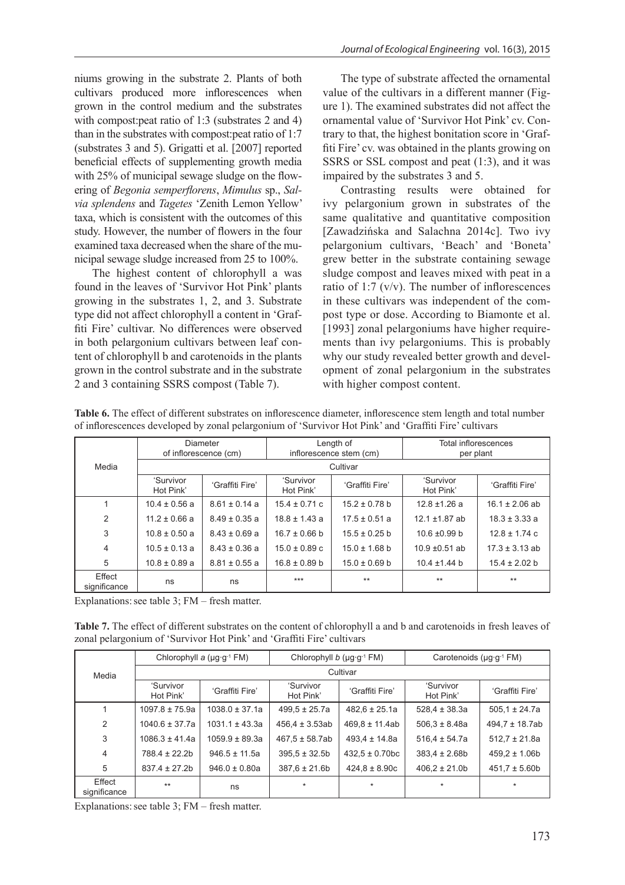niums growing in the substrate 2. Plants of both cultivars produced more inflorescences when grown in the control medium and the substrates with compost:peat ratio of 1:3 (substrates 2 and 4) than in the substrates with compost:peat ratio of 1:7 (substrates 3 and 5). Grigatti et al. [2007] reported beneficial effects of supplementing growth media with 25% of municipal sewage sludge on the flowering of *Begonia semperflorens*, *Mimulus* sp., *Salvia splendens* and *Tagetes* 'Zenith Lemon Yellow' taxa, which is consistent with the outcomes of this study. However, the number of flowers in the four examined taxa decreased when the share of the municipal sewage sludge increased from 25 to 100%.

The highest content of chlorophyll a was found in the leaves of 'Survivor Hot Pink' plants growing in the substrates 1, 2, and 3. Substrate type did not affect chlorophyll a content in 'Graffiti Fire' cultivar. No differences were observed in both pelargonium cultivars between leaf content of chlorophyll b and carotenoids in the plants grown in the control substrate and in the substrate 2 and 3 containing SSRS compost (Table 7).

The type of substrate affected the ornamental value of the cultivars in a different manner (Figure 1). The examined substrates did not affect the ornamental value of 'Survivor Hot Pink' cv. Contrary to that, the highest bonitation score in 'Graffiti Fire' cv. was obtained in the plants growing on SSRS or SSL compost and peat (1:3), and it was impaired by the substrates 3 and 5.

Contrasting results were obtained for ivy pelargonium grown in substrates of the same qualitative and quantitative composition [Zawadzińska and Salachna 2014c]. Two ivy pelargonium cultivars, 'Beach' and 'Boneta' grew better in the substrate containing sewage sludge compost and leaves mixed with peat in a ratio of 1:7 (v/v). The number of inflorescences in these cultivars was independent of the compost type or dose. According to Biamonte et al. [1993] zonal pelargoniums have higher requirements than ivy pelargoniums. This is probably why our study revealed better growth and development of zonal pelargonium in the substrates with higher compost content.

**Table 6.** The effect of different substrates on inflorescence diameter, inflorescence stem length and total number of inflorescences developed by zonal pelargonium of 'Survivor Hot Pink' and 'Graffiti Fire' cultivars

| Media | Diameter of inflorescence (cm) | | Length of inflorescence stem (cm) | | Total inflorescences per plant | |
|---|---|---|---|---|---|---|
| | Cultivar | | | | | |
| | 'Survivor Hot Pink' | 'Graffiti Fire' | 'Survivor Hot Pink' | 'Graffiti Fire' | 'Survivor Hot Pink' | 'Graffiti Fire' |
| 1 | 10.4 ± 0.56 a | 8.61 ± 0.14 a | 15.4 ± 0.71 c | 15.2 ± 0.78 b | 12.8 ±1.26 a | 16.1 ± 2.06 ab |
| 2 | 11.2 ± 0.66 a | 8.49 ± 0.35 a | 18.8 ± 1.43 a | 17.5 ± 0.51 a | 12.1 ±1.87 ab | 18.3 ± 3.33 a |
| 3 | 10.8 ± 0.50 a | 8.43 ± 0.69 a | 16.7 ± 0.66 b | 15.5 ± 0.25 b | 10.6 ±0.99 b | 12.8 ± 1.74 c |
| 4 | 10.5 ± 0.13 a | 8.43 ± 0.36 a | 15.0 ± 0.89 c | 15.0 ± 1.68 b | 10.9 ±0.51 ab | 17.3 ± 3.13 ab |
| 5 | 10.8 ± 0.89 a | 8.81 ± 0.55 a | 16.8 ± 0.89 b | 15.0 ± 0.69 b | 10.4 ±1.44 b | 15.4 ± 2.02 b |
| Effect significance | ns | ns | *** | ** | ** | ** |

Explanations: see table 3; FM – fresh matter.

**Table 7.** The effect of different substrates on the content of chlorophyll a and b and carotenoids in fresh leaves of zonal pelargonium of 'Survivor Hot Pink' and 'Graffiti Fire' cultivars

| Media | Chlorophyll *a* ($\mu g \cdot g^{-1}$ FM) | | Chlorophyll *b* ($\mu g \cdot g^{-1}$ FM) | | Carotenoids ($\mu g \cdot g^{-1}$ FM) | |
|---|---|---|---|---|---|---|
| | Cultivar | | | | | |
| | 'Survivor Hot Pink' | 'Graffiti Fire' | 'Survivor Hot Pink' | 'Graffiti Fire' | 'Survivor Hot Pink' | 'Graffiti Fire' |
| 1 | 1097.8 ± 75.9a | 1038.0 ± 37.1a | 499,5 ± 25.7a | 482,6 ± 25.1a | 528,4 ± 38.3a | 505,1 ± 24.7a |
| 2 | 1040.6 ± 37.7a | 1031.1 ± 43.3a | 456,4 ± 3.53ab | 469,8 ± 11.4ab | 506,3 ± 8.48a | 494,7 ± 18.7ab |
| 3 | 1086.3 ± 41.4a | 1059.9 ± 89.3a | 467,5 ± 58.7ab | 493,4 ± 14.8a | 516,4 ± 54.7a | 512,7 ± 21.8a |
| 4 | 788.4 ± 22.2b | 946.5 ± 11.5a | 395,5 ± 32.5b | 432,5 ± 0.70bc | 383,4 ± 2.68b | 459,2 ± 1.06b |
| 5 | 837.4 ± 27.2b | 946.0 ± 0.80a | 387,6 ± 21.6b | 424,8 ± 8.90c | 406,2 ± 21.0b | 451,7 ± 5.60b |
| Effect significance | ** | ns | * | * | * | * |

Explanations: see table 3; FM – fresh matter.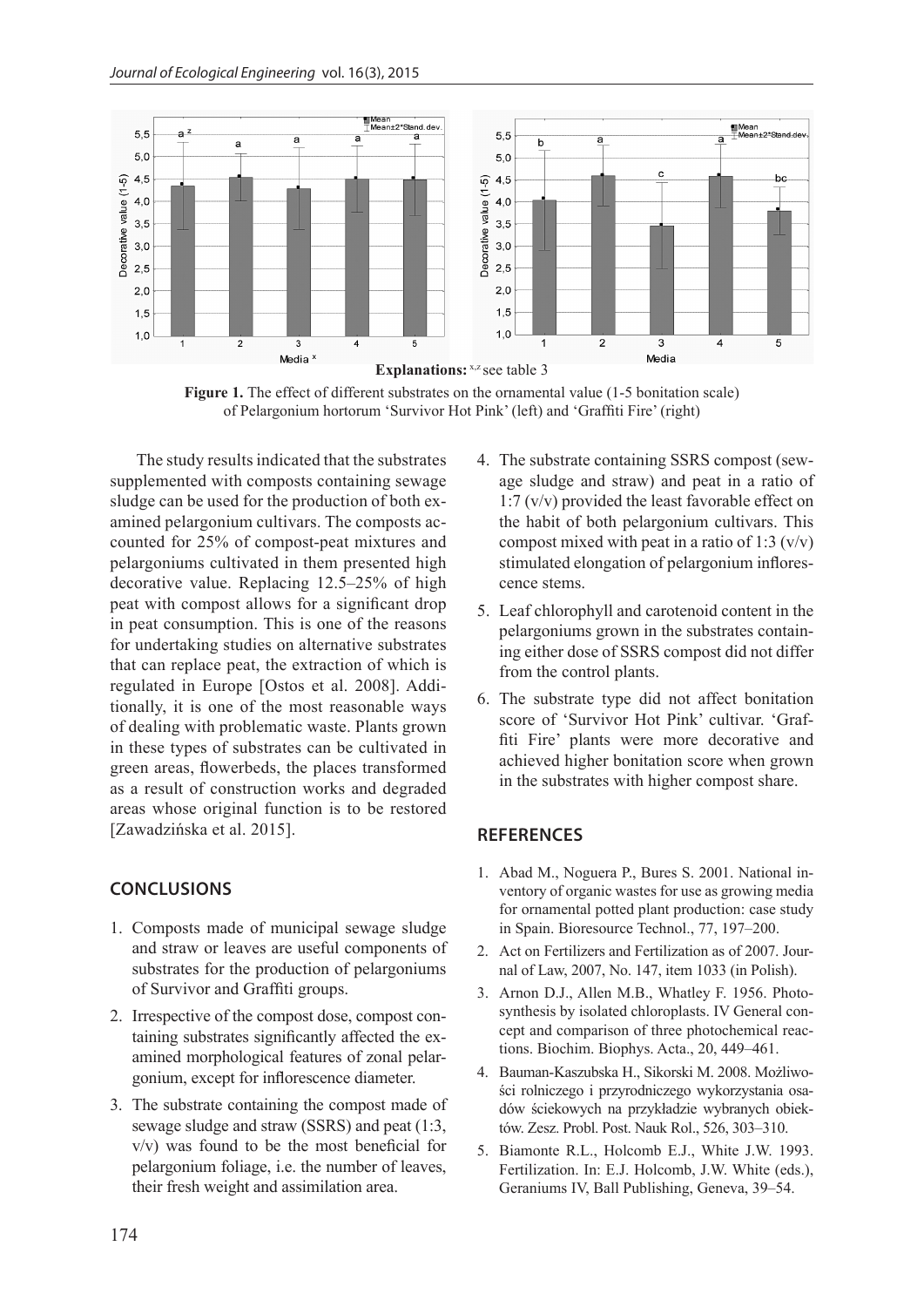Explanations: [x,z] see table 3

**Figure 1.** The effect of different substrates on the ornamental value (1-5 bonitation scale) of Pelargonium hortorum 'Survivor Hot Pink' (left) and 'Graffiti Fire' (right)

The study results indicated that the substrates supplemented with composts containing sewage sludge can be used for the production of both examined pelargonium cultivars. The composts accounted for 25% of compost-peat mixtures and pelargoniums cultivated in them presented high decorative value. Replacing 12.5–25% of high peat with compost allows for a significant drop in peat consumption. This is one of the reasons for undertaking studies on alternative substrates that can replace peat, the extraction of which is regulated in Europe [Ostos et al. 2008]. Additionally, it is one of the most reasonable ways of dealing with problematic waste. Plants grown in these types of substrates can be cultivated in green areas, flowerbeds, the places transformed as a result of construction works and degraded areas whose original function is to be restored [Zawadzińska et al. 2015].

## CONCLUSIONS

1. Composts made of municipal sewage sludge and straw or leaves are useful components of substrates for the production of pelargoniums of Survivor and Graffiti groups.
2. Irrespective of the compost dose, compost containing substrates significantly affected the examined morphological features of zonal pelargonium, except for inflorescence diameter.
3. The substrate containing the compost made of sewage sludge and straw (SSRS) and peat (1:3, v/v) was found to be the most beneficial for pelargonium foliage, i.e. the number of leaves, their fresh weight and assimilation area.
4. The substrate containing SSRS compost (sewage sludge and straw) and peat in a ratio of 1:7 (v/v) provided the least favorable effect on the habit of both pelargonium cultivars. This compost mixed with peat in a ratio of 1:3 (v/v) stimulated elongation of pelargonium inflorescence stems.
5. Leaf chlorophyll and carotenoid content in the pelargoniums grown in the substrates containing either dose of SSRS compost did not differ from the control plants.
6. The substrate type did not affect bonitation score of 'Survivor Hot Pink' cultivar. 'Graffiti Fire' plants were more decorative and achieved higher bonitation score when grown in the substrates with higher compost share.

## REFERENCES

1. Abad M., Noguera P., Bures S. 2001. National inventory of organic wastes for use as growing media for ornamental potted plant production: case study in Spain. Bioresource Technol., 77, 197–200.
2. Act on Fertilizers and Fertilization as of 2007. Journal of Law, 2007, No. 147, item 1033 (in Polish).
3. Arnon D.J., Allen M.B., Whatley F. 1956. Photosynthesis by isolated chloroplasts. IV General concept and comparison of three photochemical reactions. Biochim. Biophys. Acta., 20, 449–461.
4. Bauman-Kaszubska H., Sikorski M. 2008. Możliwości rolniczego i przyrodniczego wykorzystania osadów ściekowych na przykładzie wybranych obiektów. Zesz. Probl. Post. Nauk Rol., 526, 303–310.
5. Biamonte R.L., Holcomb E.J., White J.W. 1993. Fertilization. In: E.J. Holcomb, J.W. White (eds.), Geraniums IV, Ball Publishing, Geneva, 39–54.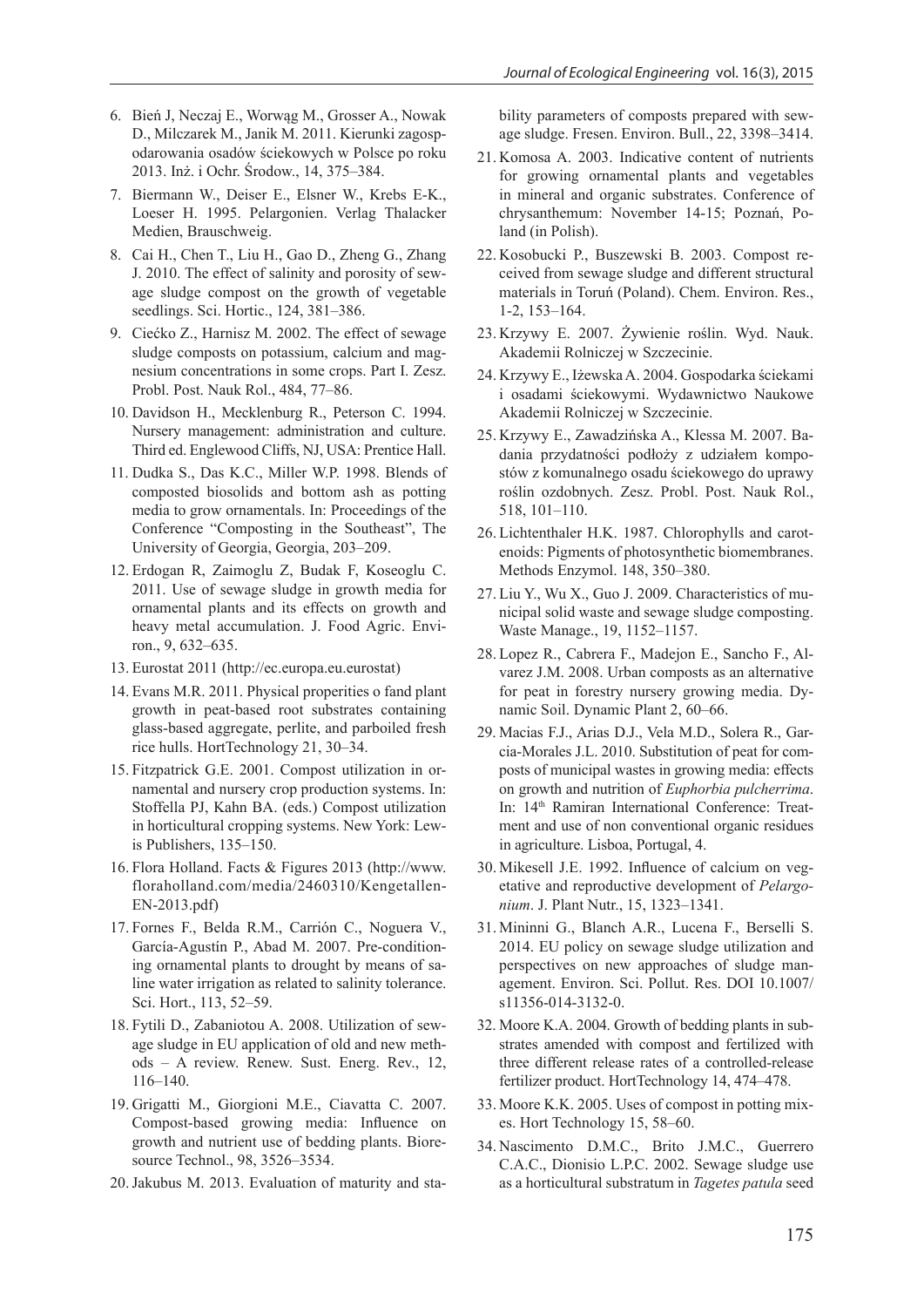6. Bień J, Neczaj E., Worwąg M., Grosser A., Nowak D., Milczarek M., Janik M. 2011. Kierunki zagospodarowania osadów ściekowych w Polsce po roku 2013. Inż. i Ochr. Środow., 14, 375–384.
7. Biermann W., Deiser E., Elsner W., Krebs E-K., Loeser H. 1995. Pelargonien. Verlag Thalacker Medien, Brauschweig.
8. Cai H., Chen T., Liu H., Gao D., Zheng G., Zhang J. 2010. The effect of salinity and porosity of sewage sludge compost on the growth of vegetable seedlings. Sci. Hortic., 124, 381–386.
9. Ciećko Z., Harnisz M. 2002. The effect of sewage sludge composts on potassium, calcium and magnesium concentrations in some crops. Part I. Zesz. Probl. Post. Nauk Rol., 484, 77–86.
10. Davidson H., Mecklenburg R., Peterson C. 1994. Nursery management: administration and culture. Third ed. Englewood Cliffs, NJ, USA: Prentice Hall.
11. Dudka S., Das K.C., Miller W.P. 1998. Blends of composted biosolids and bottom ash as potting media to grow ornamentals. In: Proceedings of the Conference "Composting in the Southeast", The University of Georgia, Georgia, 203–209.
12. Erdogan R, Zaimoglu Z, Budak F, Koseoglu C. 2011. Use of sewage sludge in growth media for ornamental plants and its effects on growth and heavy metal accumulation. J. Food Agric. Environ., 9, 632–635.
13. Eurostat 2011 (http://ec.europa.eu.eurostat)
14. Evans M.R. 2011. Physical properities o fand plant growth in peat-based root substrates containing glass-based aggregate, perlite, and parboiled fresh rice hulls. HortTechnology 21, 30–34.
15. Fitzpatrick G.E. 2001. Compost utilization in ornamental and nursery crop production systems. In: Stoffella PJ, Kahn BA. (eds.) Compost utilization in horticultural cropping systems. New York: Lewis Publishers, 135–150.
16. Flora Holland. Facts & Figures 2013 (http://www.floraholland.com/media/2460310/Kengetallen-EN-2013.pdf)
17. Fornes F., Belda R.M., Carrión C., Noguera V., García-Agustín P., Abad M. 2007. Pre-conditioning ornamental plants to drought by means of saline water irrigation as related to salinity tolerance. Sci. Hort., 113, 52–59.
18. Fytili D., Zabaniotou A. 2008. Utilization of sewage sludge in EU application of old and new methods – A review. Renew. Sust. Energ. Rev., 12, 116–140.
19. Grigatti M., Giorgioni M.E., Ciavatta C. 2007. Compost-based growing media: Influence on growth and nutrient use of bedding plants. Bioresource Technol., 98, 3526–3534.
20. Jakubus M. 2013. Evaluation of maturity and stability parameters of composts prepared with sewage sludge. Fresen. Environ. Bull., 22, 3398–3414.
21. Komosa A. 2003. Indicative content of nutrients for growing ornamental plants and vegetables in mineral and organic substrates. Conference of chrysanthemum: November 14-15; Poznań, Poland (in Polish).
22. Kosobucki P., Buszewski B. 2003. Compost received from sewage sludge and different structural materials in Toruń (Poland). Chem. Environ. Res., 1-2, 153–164.
23. Krzywy E. 2007. Żywienie roślin. Wyd. Nauk. Akademii Rolniczej w Szczecinie.
24. Krzywy E., Iżewska A. 2004. Gospodarka ściekami i osadami ściekowymi. Wydawnictwo Naukowe Akademii Rolniczej w Szczecinie.
25. Krzywy E., Zawadzińska A., Klessa M. 2007. Badania przydatności podłoży z udziałem kompostów z komunalnego osadu ściekowego do uprawy roślin ozdobnych. Zesz. Probl. Post. Nauk Rol., 518, 101–110.
26. Lichtenthaler H.K. 1987. Chlorophylls and carotenoids: Pigments of photosynthetic biomembranes. Methods Enzymol. 148, 350–380.
27. Liu Y., Wu X., Guo J. 2009. Characteristics of municipal solid waste and sewage sludge composting. Waste Manage., 19, 1152–1157.
28. Lopez R., Cabrera F., Madejon E., Sancho F., Alvarez J.M. 2008. Urban composts as an alternative for peat in forestry nursery growing media. Dynamic Soil. Dynamic Plant 2, 60–66.
29. Macias F.J., Arias D.J., Vela M.D., Solera R., Garcia-Morales J.L. 2010. Substitution of peat for composts of municipal wastes in growing media: effects on growth and nutrition of *Euphorbia pulcherrima*. In: 14th Ramiran International Conference: Treatment and use of non conventional organic residues in agriculture. Lisboa, Portugal, 4.
30. Mikesell J.E. 1992. Influence of calcium on vegetative and reproductive development of *Pelargonium*. J. Plant Nutr., 15, 1323–1341.
31. Mininni G., Blanch A.R., Lucena F., Berselli S. 2014. EU policy on sewage sludge utilization and perspectives on new approaches of sludge management. Environ. Sci. Pollut. Res. DOI 10.1007/s11356-014-3132-0.
32. Moore K.A. 2004. Growth of bedding plants in substrates amended with compost and fertilized with three different release rates of a controlled-release fertilizer product. HortTechnology 14, 474–478.
33. Moore K.K. 2005. Uses of compost in potting mixes. Hort Technology 15, 58–60.
34. Nascimento D.M.C., Brito J.M.C., Guerrero C.A.C., Dionisio L.P.C. 2002. Sewage sludge use as a horticultural substratum in *Tagetes patula* seed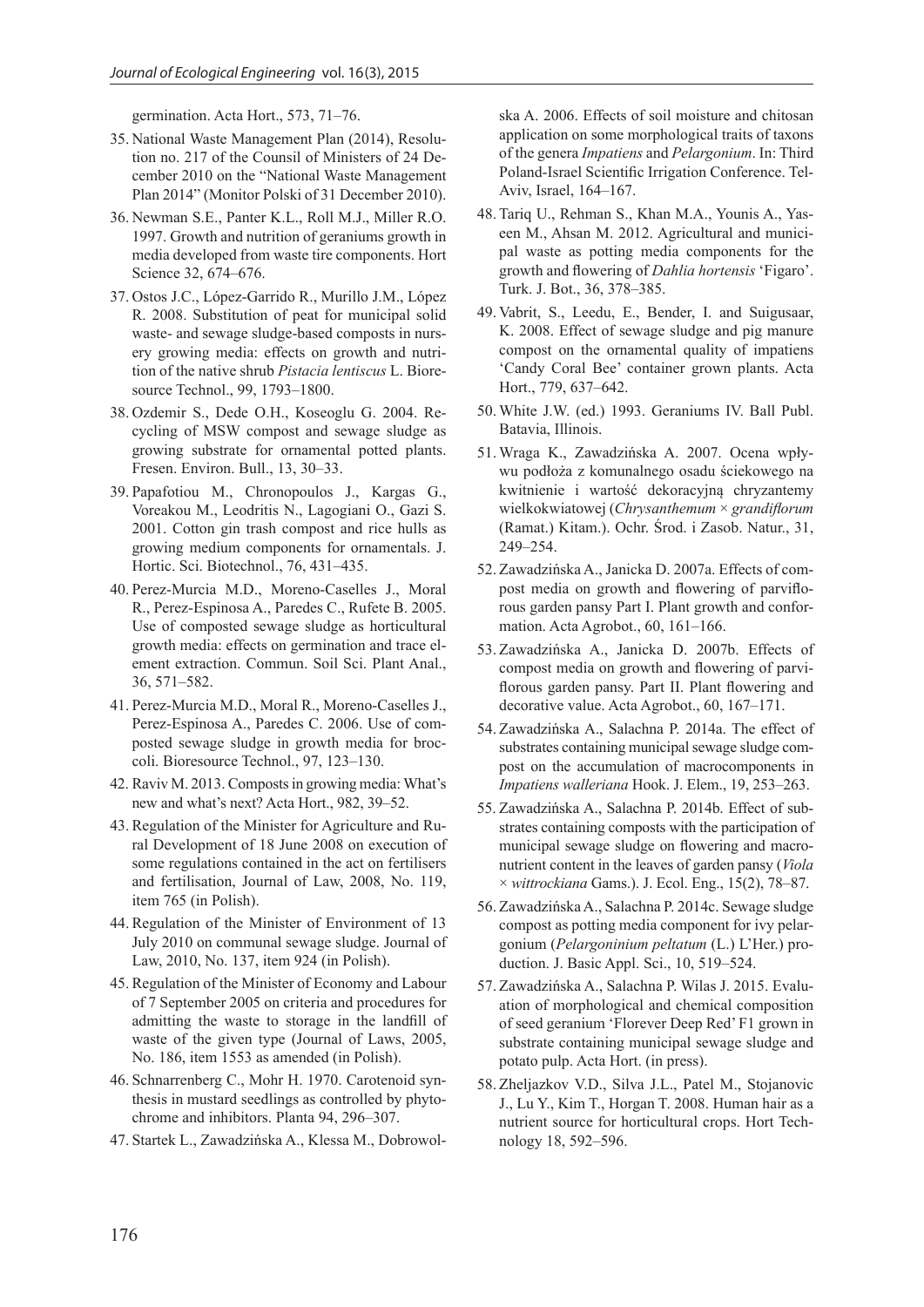germination. Acta Hort., 573, 71–76.

35. National Waste Management Plan (2014), Resolution no. 217 of the Counsil of Ministers of 24 December 2010 on the "National Waste Management Plan 2014" (Monitor Polski of 31 December 2010).
36. Newman S.E., Panter K.L., Roll M.J., Miller R.O. 1997. Growth and nutrition of geraniums growth in media developed from waste tire components. Hort Science 32, 674–676.
37. Ostos J.C., López-Garrido R., Murillo J.M., López R. 2008. Substitution of peat for municipal solid waste- and sewage sludge-based composts in nursery growing media: effects on growth and nutrition of the native shrub *Pistacia lentiscus* L. Bioresource Technol., 99, 1793–1800.
38. Ozdemir S., Dede O.H., Koseoglu G. 2004. Recycling of MSW compost and sewage sludge as growing substrate for ornamental potted plants. Fresen. Environ. Bull., 13, 30–33.
39. Papafotiou M., Chronopoulos J., Kargas G., Voreakou M., Leodritis N., Lagogiani O., Gazi S. 2001. Cotton gin trash compost and rice hulls as growing medium components for ornamentals. J. Hortic. Sci. Biotechnol., 76, 431–435.
40. Perez-Murcia M.D., Moreno-Caselles J., Moral R., Perez-Espinosa A., Paredes C., Rufete B. 2005. Use of composted sewage sludge as horticultural growth media: effects on germination and trace element extraction. Commun. Soil Sci. Plant Anal., 36, 571–582.
41. Perez-Murcia M.D., Moral R., Moreno-Caselles J., Perez-Espinosa A., Paredes C. 2006. Use of composted sewage sludge in growth media for broccoli. Bioresource Technol., 97, 123–130.
42. Raviv M. 2013. Composts in growing media: What's new and what's next? Acta Hort., 982, 39–52.
43. Regulation of the Minister for Agriculture and Rural Development of 18 June 2008 on execution of some regulations contained in the act on fertilisers and fertilisation, Journal of Law, 2008, No. 119, item 765 (in Polish).
44. Regulation of the Minister of Environment of 13 July 2010 on communal sewage sludge. Journal of Law, 2010, No. 137, item 924 (in Polish).
45. Regulation of the Minister of Economy and Labour of 7 September 2005 on criteria and procedures for admitting the waste to storage in the landfill of waste of the given type (Journal of Laws, 2005, No. 186, item 1553 as amended (in Polish).
46. Schnarrenberg C., Mohr H. 1970. Carotenoid synthesis in mustard seedlings as controlled by phytochrome and inhibitors. Planta 94, 296–307.
47. Startek L., Zawadzińska A., Klessa M., Dobrowolska A. 2006. Effects of soil moisture and chitosan application on some morphological traits of taxons of the genera *Impatiens* and *Pelargonium*. In: Third Poland-Israel Scientific Irrigation Conference. Tel-Aviv, Israel, 164–167.
48. Tariq U., Rehman S., Khan M.A., Younis A., Yaseen M., Ahsan M. 2012. Agricultural and municipal waste as potting media components for the growth and flowering of *Dahlia hortensis* 'Figaro'. Turk. J. Bot., 36, 378–385.
49. Vabrit, S., Leedu, E., Bender, I. and Suigusaar, K. 2008. Effect of sewage sludge and pig manure compost on the ornamental quality of impatiens 'Candy Coral Bee' container grown plants. Acta Hort., 779, 637–642.
50. White J.W. (ed.) 1993. Geraniums IV. Ball Publ. Batavia, Illinois.
51. Wraga K., Zawadzińska A. 2007. Ocena wpływu podłoża z komunalnego osadu ściekowego na kwitnienie i wartość dekoracyjną chryzantemy wielkokwiatowej (*Chrysanthemum* × *grandiflorum* (Ramat.) Kitam.). Ochr. Środ. i Zasob. Natur., 31, 249–254.
52. Zawadzińska A., Janicka D. 2007a. Effects of compost media on growth and flowering of parviflorous garden pansy Part I. Plant growth and conformation. Acta Agrobot., 60, 161–166.
53. Zawadzińska A., Janicka D. 2007b. Effects of compost media on growth and flowering of parviflorous garden pansy. Part II. Plant flowering and decorative value. Acta Agrobot., 60, 167–171.
54. Zawadzińska A., Salachna P. 2014a. The effect of substrates containing municipal sewage sludge compost on the accumulation of macrocomponents in *Impatiens walleriana* Hook. J. Elem., 19, 253–263.
55. Zawadzińska A., Salachna P. 2014b. Effect of substrates containing composts with the participation of municipal sewage sludge on flowering and macronutrient content in the leaves of garden pansy (*Viola* × *wittrockiana* Gams.). J. Ecol. Eng., 15(2), 78–87.
56. Zawadzińska A., Salachna P. 2014c. Sewage sludge compost as potting media component for ivy pelargonium (*Pelargoninium peltatum* (L.) L'Her.) production. J. Basic Appl. Sci., 10, 519–524.
57. Zawadzińska A., Salachna P. Wilas J. 2015. Evaluation of morphological and chemical composition of seed geranium 'Florever Deep Red' F1 grown in substrate containing municipal sewage sludge and potato pulp. Acta Hort. (in press).
58. Zheljazkov V.D., Silva J.L., Patel M., Stojanovic J., Lu Y., Kim T., Horgan T. 2008. Human hair as a nutrient source for horticultural crops. Hort Technology 18, 592–596.